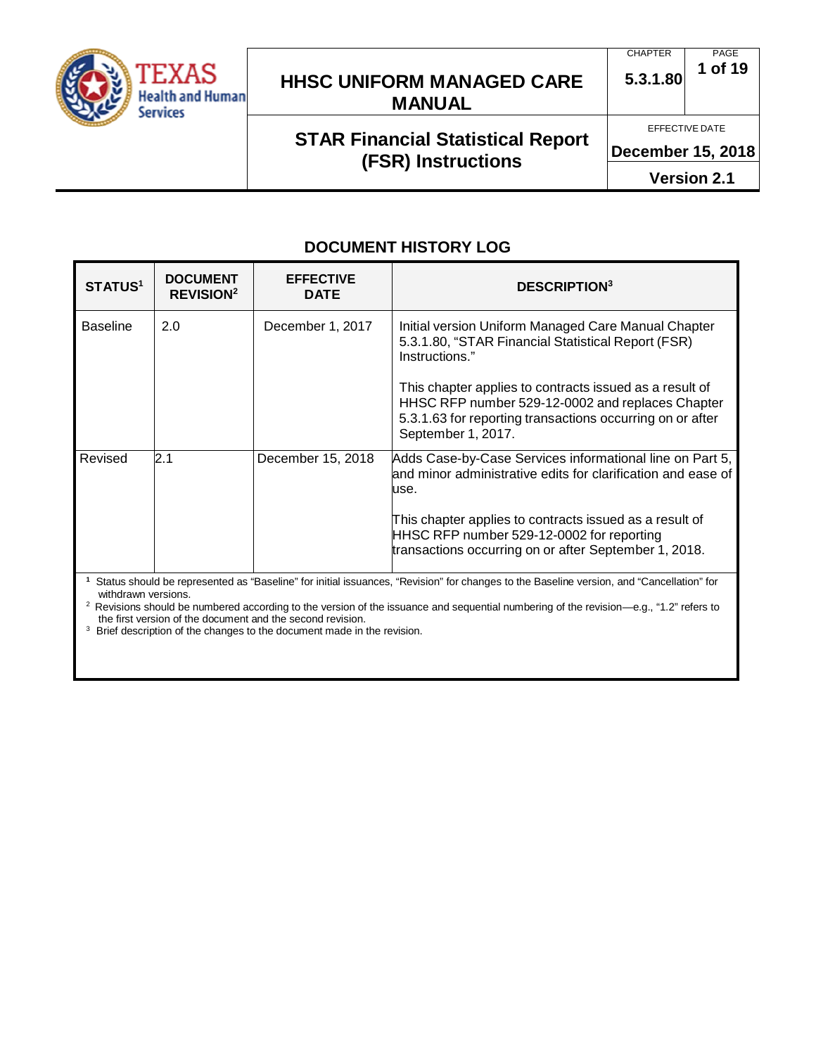# HHSC UNIFORM MANAGED CARE MANUAL

**CHAPTER** 5.3.1.80

## STAR Financial Statistical Report (FSR) Instructions

**EFFECTIVE DATE** December 15, 2018

**Version 2.1**

### DOCUMENT HISTORY LOG

| STATUS[1] | DOCUMENT REVISION[2] | EFFECTIVE DATE | DESCRIPTION[3] |
|---|---|---|---|
| Baseline | 2.0 | December 1, 2017 | Initial version Uniform Managed Care Manual Chapter 5.3.1.80, "STAR Financial Statistical Report (FSR) Instructions."<br><br>This chapter applies to contracts issued as a result of HHSC RFP number 529-12-0002 and replaces Chapter 5.3.1.63 for reporting transactions occurring on or after September 1, 2017. |
| Revised | 2.1 | December 15, 2018 | Adds Case-by-Case Services informational line on Part 5, and minor administrative edits for clarification and ease of use.<br><br>This chapter applies to contracts issued as a result of HHSC RFP number 529-12-0002 for reporting transactions occurring on or after September 1, 2018. |

[1] Status should be represented as "Baseline" for initial issuances, "Revision" for changes to the Baseline version, and "Cancellation" for withdrawn versions.

[2] Revisions should be numbered according to the version of the issuance and sequential numbering of the revision—e.g., "1.2" refers to the first version of the document and the second revision.

[3] Brief description of the changes to the document made in the revision.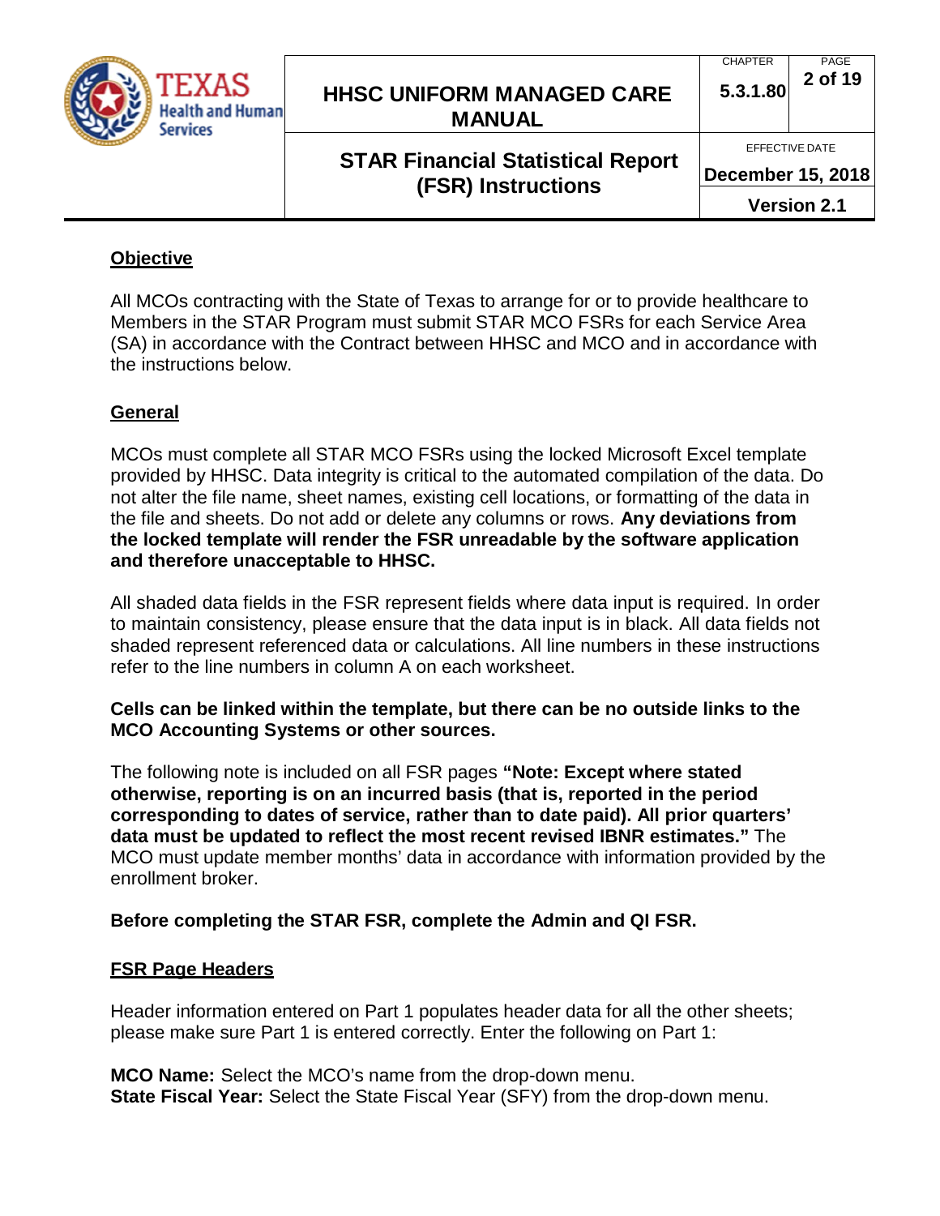## Objective

All MCOs contracting with the State of Texas to arrange for or to provide healthcare to Members in the STAR Program must submit STAR MCO FSRs for each Service Area (SA) in accordance with the Contract between HHSC and MCO and in accordance with the instructions below.

## General

MCOs must complete all STAR MCO FSRs using the locked Microsoft Excel template provided by HHSC. Data integrity is critical to the automated compilation of the data. Do not alter the file name, sheet names, existing cell locations, or formatting of the data in the file and sheets. Do not add or delete any columns or rows. **Any deviations from the locked template will render the FSR unreadable by the software application and therefore unacceptable to HHSC.**

All shaded data fields in the FSR represent fields where data input is required. In order to maintain consistency, please ensure that the data input is in black. All data fields not shaded represent referenced data or calculations. All line numbers in these instructions refer to the line numbers in column A on each worksheet.

**Cells can be linked within the template, but there can be no outside links to the MCO Accounting Systems or other sources.**

The following note is included on all FSR pages **"Note: Except where stated otherwise, reporting is on an incurred basis (that is, reported in the period corresponding to dates of service, rather than to date paid). All prior quarters' data must be updated to reflect the most recent revised IBNR estimates."** The MCO must update member months' data in accordance with information provided by the enrollment broker.

**Before completing the STAR FSR, complete the Admin and QI FSR.**

## FSR Page Headers

Header information entered on Part 1 populates header data for all the other sheets; please make sure Part 1 is entered correctly. Enter the following on Part 1:

**MCO Name:** Select the MCO's name from the drop-down menu.
**State Fiscal Year:** Select the State Fiscal Year (SFY) from the drop-down menu.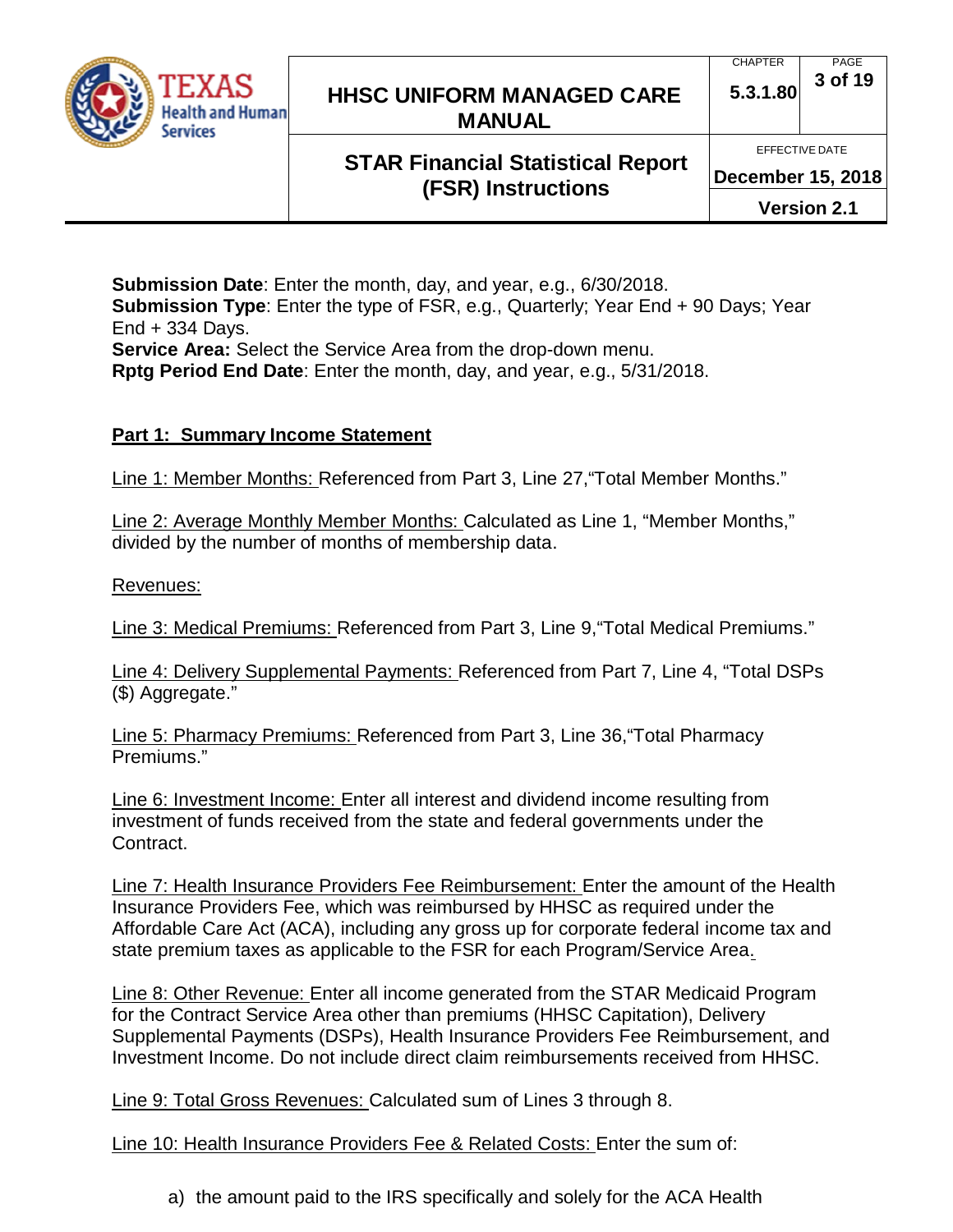**Submission Date**: Enter the month, day, and year, e.g., 6/30/2018.
**Submission Type**: Enter the type of FSR, e.g., Quarterly; Year End + 90 Days; Year End + 334 Days.
**Service Area:** Select the Service Area from the drop-down menu.
**Rptg Period End Date**: Enter the month, day, and year, e.g., 5/31/2018.

## Part 1: Summary Income Statement

Line 1: Member Months: Referenced from Part 3, Line 27,"Total Member Months."

Line 2: Average Monthly Member Months: Calculated as Line 1, "Member Months," divided by the number of months of membership data.

Revenues:

Line 3: Medical Premiums: Referenced from Part 3, Line 9,"Total Medical Premiums."

Line 4: Delivery Supplemental Payments: Referenced from Part 7, Line 4, "Total DSPs ($) Aggregate."

Line 5: Pharmacy Premiums: Referenced from Part 3, Line 36,"Total Pharmacy Premiums."

Line 6: Investment Income: Enter all interest and dividend income resulting from investment of funds received from the state and federal governments under the Contract.

Line 7: Health Insurance Providers Fee Reimbursement: Enter the amount of the Health Insurance Providers Fee, which was reimbursed by HHSC as required under the Affordable Care Act (ACA), including any gross up for corporate federal income tax and state premium taxes as applicable to the FSR for each Program/Service Area.

Line 8: Other Revenue: Enter all income generated from the STAR Medicaid Program for the Contract Service Area other than premiums (HHSC Capitation), Delivery Supplemental Payments (DSPs), Health Insurance Providers Fee Reimbursement, and Investment Income. Do not include direct claim reimbursements received from HHSC.

Line 9: Total Gross Revenues: Calculated sum of Lines 3 through 8.

Line 10: Health Insurance Providers Fee & Related Costs: Enter the sum of:

a) the amount paid to the IRS specifically and solely for the ACA Health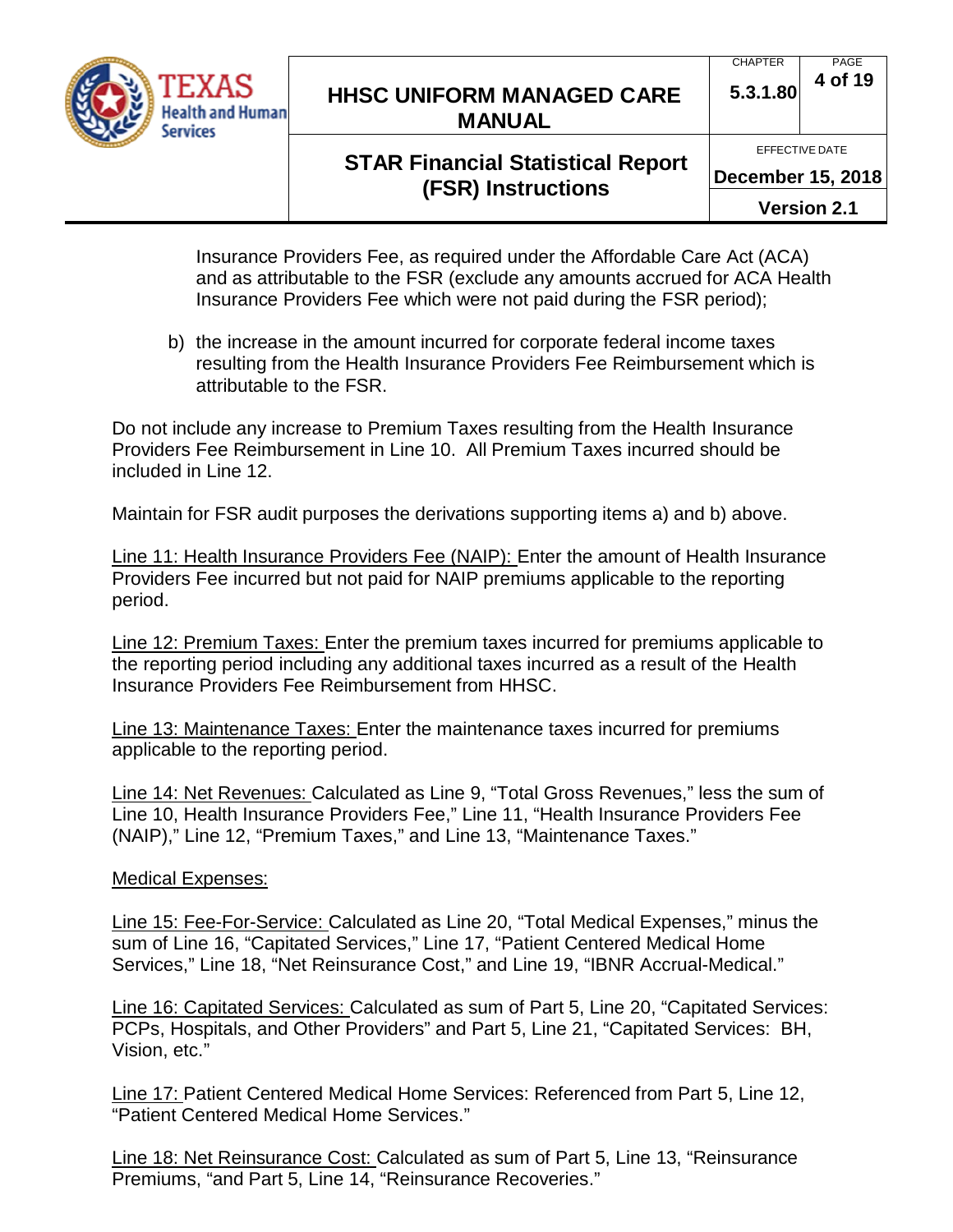Insurance Providers Fee, as required under the Affordable Care Act (ACA) and as attributable to the FSR (exclude any amounts accrued for ACA Health Insurance Providers Fee which were not paid during the FSR period);

b) the increase in the amount incurred for corporate federal income taxes resulting from the Health Insurance Providers Fee Reimbursement which is attributable to the FSR.

Do not include any increase to Premium Taxes resulting from the Health Insurance Providers Fee Reimbursement in Line 10. All Premium Taxes incurred should be included in Line 12.

Maintain for FSR audit purposes the derivations supporting items a) and b) above.

Line 11: Health Insurance Providers Fee (NAIP): Enter the amount of Health Insurance Providers Fee incurred but not paid for NAIP premiums applicable to the reporting period.

Line 12: Premium Taxes: Enter the premium taxes incurred for premiums applicable to the reporting period including any additional taxes incurred as a result of the Health Insurance Providers Fee Reimbursement from HHSC.

Line 13: Maintenance Taxes: Enter the maintenance taxes incurred for premiums applicable to the reporting period.

Line 14: Net Revenues: Calculated as Line 9, "Total Gross Revenues," less the sum of Line 10, Health Insurance Providers Fee," Line 11, "Health Insurance Providers Fee (NAIP)," Line 12, "Premium Taxes," and Line 13, "Maintenance Taxes."

Medical Expenses:

Line 15: Fee-For-Service: Calculated as Line 20, "Total Medical Expenses," minus the sum of Line 16, "Capitated Services," Line 17, "Patient Centered Medical Home Services," Line 18, "Net Reinsurance Cost," and Line 19, "IBNR Accrual-Medical."

Line 16: Capitated Services: Calculated as sum of Part 5, Line 20, "Capitated Services: PCPs, Hospitals, and Other Providers" and Part 5, Line 21, "Capitated Services: BH, Vision, etc."

Line 17: Patient Centered Medical Home Services: Referenced from Part 5, Line 12, "Patient Centered Medical Home Services."

Line 18: Net Reinsurance Cost: Calculated as sum of Part 5, Line 13, "Reinsurance Premiums, "and Part 5, Line 14, "Reinsurance Recoveries."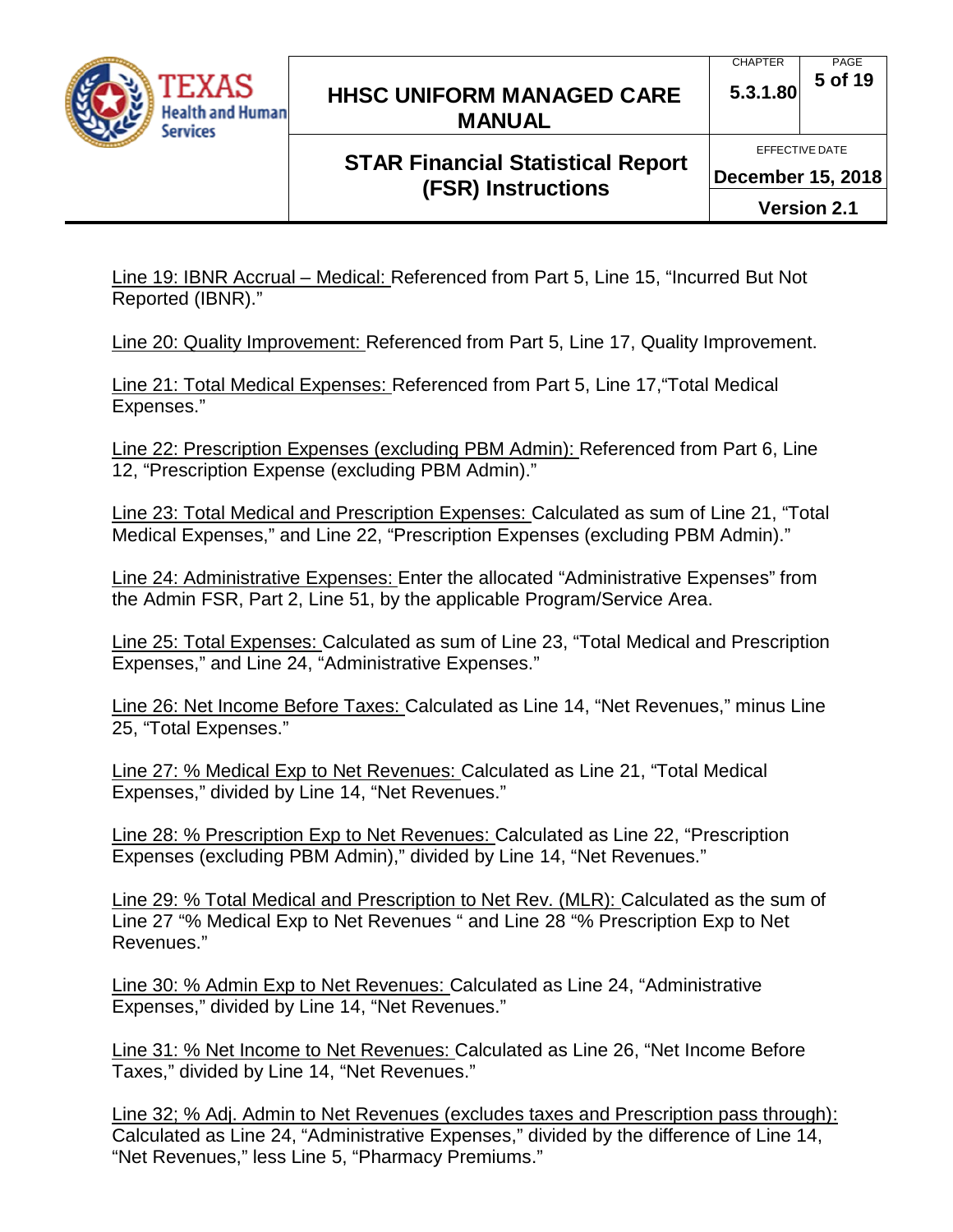<u>Line 19: IBNR Accrual – Medical:</u> Referenced from Part 5, Line 15, "Incurred But Not Reported (IBNR)."

<u>Line 20: Quality Improvement:</u> Referenced from Part 5, Line 17, Quality Improvement.

<u>Line 21: Total Medical Expenses:</u> Referenced from Part 5, Line 17,"Total Medical Expenses."

<u>Line 22: Prescription Expenses (excluding PBM Admin):</u> Referenced from Part 6, Line 12, "Prescription Expense (excluding PBM Admin)."

<u>Line 23: Total Medical and Prescription Expenses:</u> Calculated as sum of Line 21, "Total Medical Expenses," and Line 22, "Prescription Expenses (excluding PBM Admin)."

<u>Line 24: Administrative Expenses:</u> Enter the allocated "Administrative Expenses" from the Admin FSR, Part 2, Line 51, by the applicable Program/Service Area.

<u>Line 25: Total Expenses:</u> Calculated as sum of Line 23, "Total Medical and Prescription Expenses," and Line 24, "Administrative Expenses."

<u>Line 26: Net Income Before Taxes:</u> Calculated as Line 14, "Net Revenues," minus Line 25, "Total Expenses."

<u>Line 27: % Medical Exp to Net Revenues:</u> Calculated as Line 21, "Total Medical Expenses," divided by Line 14, "Net Revenues."

<u>Line 28: % Prescription Exp to Net Revenues:</u> Calculated as Line 22, "Prescription Expenses (excluding PBM Admin)," divided by Line 14, "Net Revenues."

<u>Line 29: % Total Medical and Prescription to Net Rev. (MLR):</u> Calculated as the sum of Line 27 "% Medical Exp to Net Revenues " and Line 28 "% Prescription Exp to Net Revenues."

<u>Line 30: % Admin Exp to Net Revenues:</u> Calculated as Line 24, "Administrative Expenses," divided by Line 14, "Net Revenues."

<u>Line 31: % Net Income to Net Revenues:</u> Calculated as Line 26, "Net Income Before Taxes," divided by Line 14, "Net Revenues."

<u>Line 32; % Adj. Admin to Net Revenues (excludes taxes and Prescription pass through):</u> Calculated as Line 24, "Administrative Expenses," divided by the difference of Line 14, "Net Revenues," less Line 5, "Pharmacy Premiums."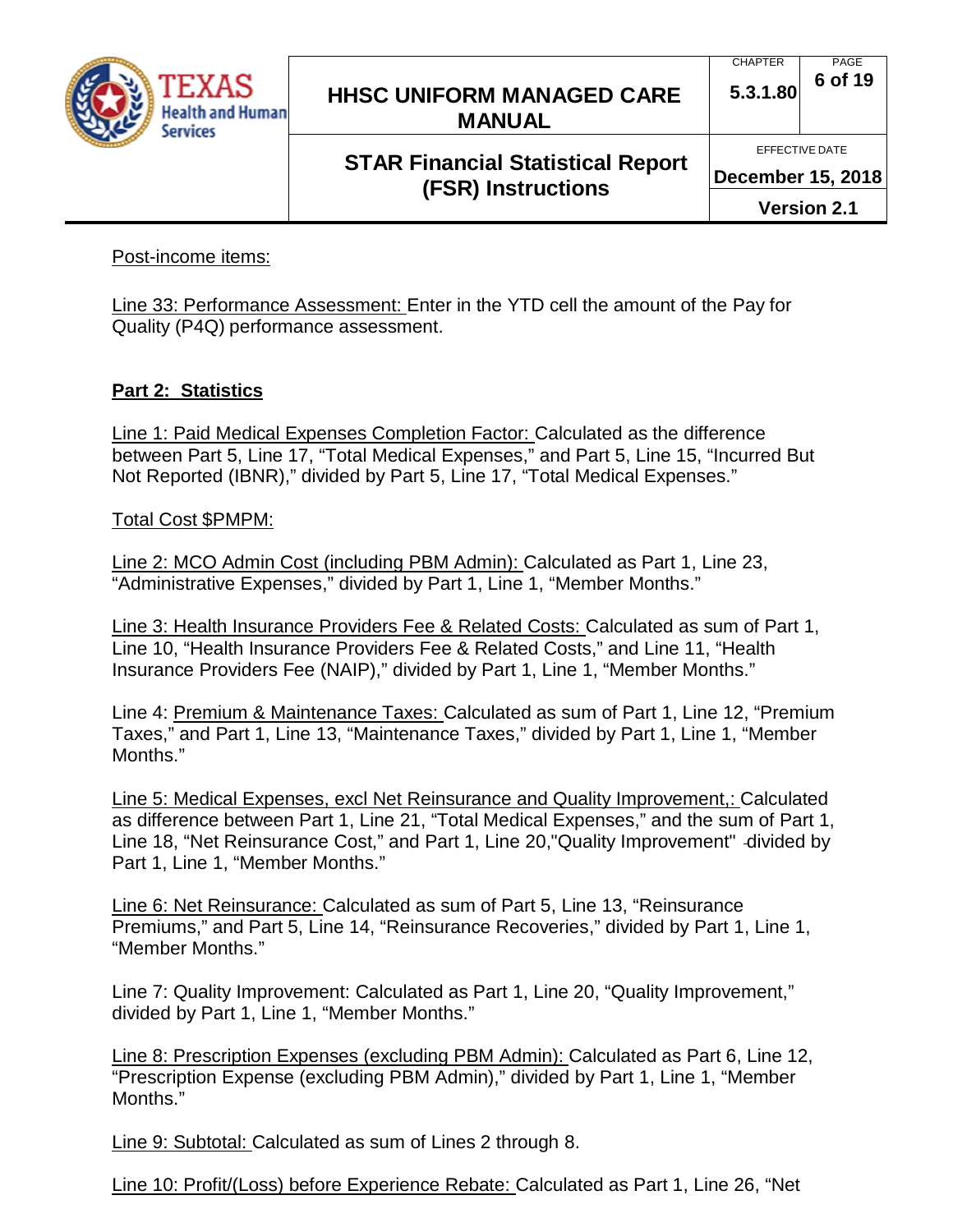Post-income items:

Line 33: Performance Assessment: Enter in the YTD cell the amount of the Pay for Quality (P4Q) performance assessment.

**Part 2: Statistics**

Line 1: Paid Medical Expenses Completion Factor: Calculated as the difference between Part 5, Line 17, "Total Medical Expenses," and Part 5, Line 15, "Incurred But Not Reported (IBNR)," divided by Part 5, Line 17, "Total Medical Expenses."

Total Cost $PMPM:

Line 2: MCO Admin Cost (including PBM Admin): Calculated as Part 1, Line 23, "Administrative Expenses," divided by Part 1, Line 1, "Member Months."

Line 3: Health Insurance Providers Fee & Related Costs: Calculated as sum of Part 1, Line 10, "Health Insurance Providers Fee & Related Costs," and Line 11, "Health Insurance Providers Fee (NAIP)," divided by Part 1, Line 1, "Member Months."

Line 4: Premium & Maintenance Taxes: Calculated as sum of Part 1, Line 12, "Premium Taxes," and Part 1, Line 13, "Maintenance Taxes," divided by Part 1, Line 1, "Member Months."

Line 5: Medical Expenses, excl Net Reinsurance and Quality Improvement,: Calculated as difference between Part 1, Line 21, "Total Medical Expenses," and the sum of Part 1, Line 18, "Net Reinsurance Cost," and Part 1, Line 20,"Quality Improvement" divided by Part 1, Line 1, "Member Months."

Line 6: Net Reinsurance: Calculated as sum of Part 5, Line 13, "Reinsurance Premiums," and Part 5, Line 14, "Reinsurance Recoveries," divided by Part 1, Line 1, "Member Months."

Line 7: Quality Improvement: Calculated as Part 1, Line 20, "Quality Improvement," divided by Part 1, Line 1, "Member Months."

Line 8: Prescription Expenses (excluding PBM Admin): Calculated as Part 6, Line 12, "Prescription Expense (excluding PBM Admin)," divided by Part 1, Line 1, "Member Months."

Line 9: Subtotal: Calculated as sum of Lines 2 through 8.

Line 10: Profit/(Loss) before Experience Rebate: Calculated as Part 1, Line 26, "Net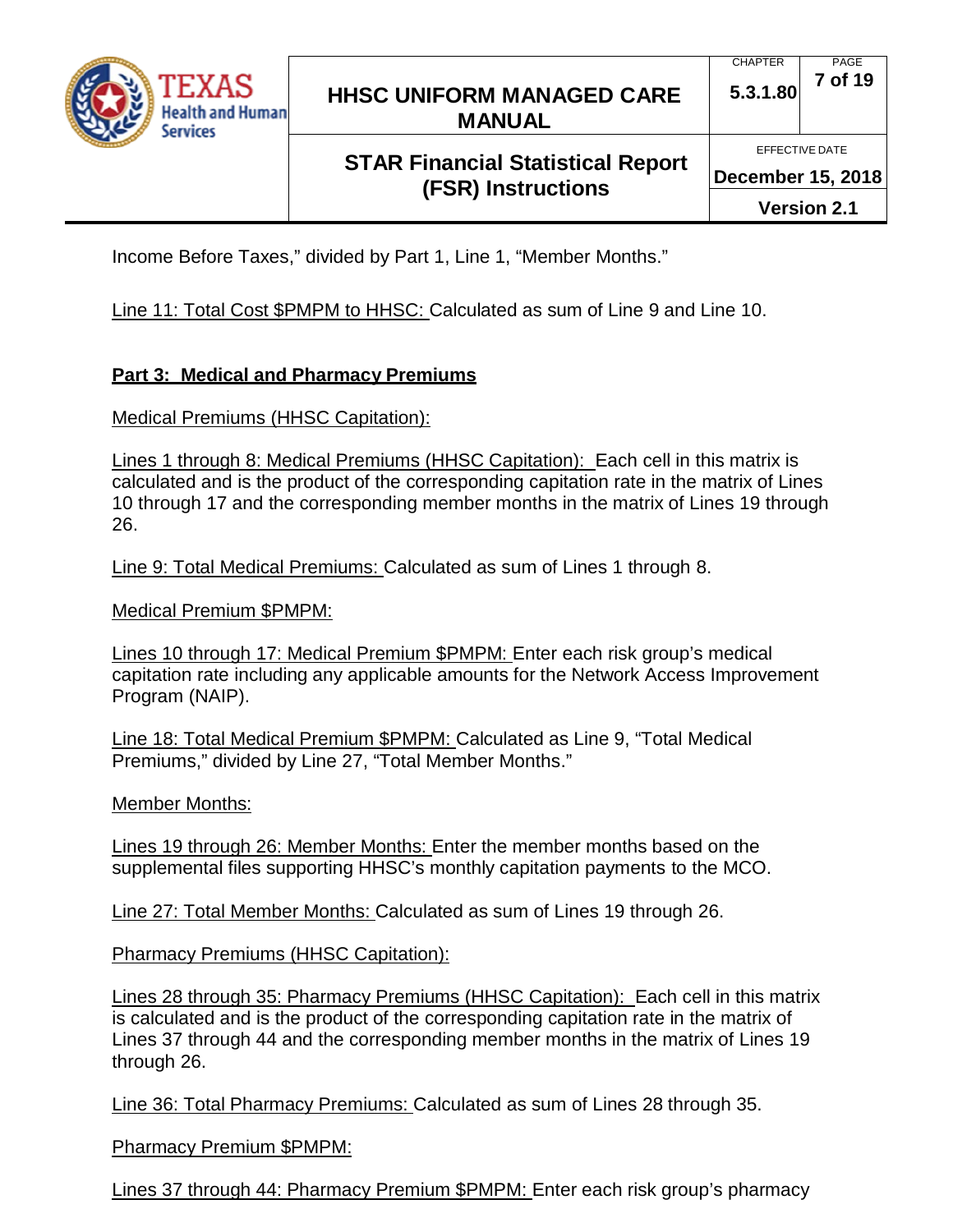Income Before Taxes," divided by Part 1, Line 1, "Member Months."

Line 11: Total Cost $PMPM to HHSC: Calculated as sum of Line 9 and Line 10.

**Part 3: Medical and Pharmacy Premiums**

Medical Premiums (HHSC Capitation):

Lines 1 through 8: Medical Premiums (HHSC Capitation): Each cell in this matrix is calculated and is the product of the corresponding capitation rate in the matrix of Lines 10 through 17 and the corresponding member months in the matrix of Lines 19 through 26.

Line 9: Total Medical Premiums: Calculated as sum of Lines 1 through 8.

Medical Premium $PMPM:

Lines 10 through 17: Medical Premium $PMPM: Enter each risk group's medical capitation rate including any applicable amounts for the Network Access Improvement Program (NAIP).

Line 18: Total Medical Premium $PMPM: Calculated as Line 9, "Total Medical Premiums," divided by Line 27, "Total Member Months."

Member Months:

Lines 19 through 26: Member Months: Enter the member months based on the supplemental files supporting HHSC's monthly capitation payments to the MCO.

Line 27: Total Member Months: Calculated as sum of Lines 19 through 26.

Pharmacy Premiums (HHSC Capitation):

Lines 28 through 35: Pharmacy Premiums (HHSC Capitation): Each cell in this matrix is calculated and is the product of the corresponding capitation rate in the matrix of Lines 37 through 44 and the corresponding member months in the matrix of Lines 19 through 26.

Line 36: Total Pharmacy Premiums: Calculated as sum of Lines 28 through 35.

Pharmacy Premium $PMPM:

Lines 37 through 44: Pharmacy Premium $PMPM: Enter each risk group's pharmacy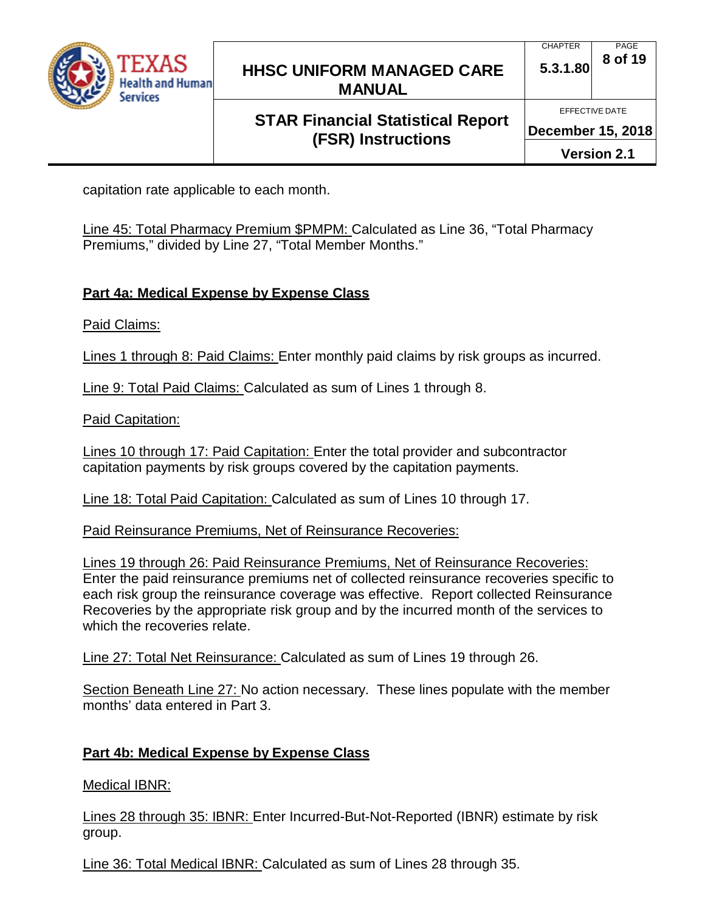capitation rate applicable to each month.

Line 45: Total Pharmacy Premium $PMPM: Calculated as Line 36, "Total Pharmacy Premiums," divided by Line 27, "Total Member Months."

**Part 4a: Medical Expense by Expense Class**

Paid Claims:

Lines 1 through 8: Paid Claims: Enter monthly paid claims by risk groups as incurred.

Line 9: Total Paid Claims: Calculated as sum of Lines 1 through 8.

Paid Capitation:

Lines 10 through 17: Paid Capitation: Enter the total provider and subcontractor capitation payments by risk groups covered by the capitation payments.

Line 18: Total Paid Capitation: Calculated as sum of Lines 10 through 17.

Paid Reinsurance Premiums, Net of Reinsurance Recoveries:

Lines 19 through 26: Paid Reinsurance Premiums, Net of Reinsurance Recoveries: Enter the paid reinsurance premiums net of collected reinsurance recoveries specific to each risk group the reinsurance coverage was effective. Report collected Reinsurance Recoveries by the appropriate risk group and by the incurred month of the services to which the recoveries relate.

Line 27: Total Net Reinsurance: Calculated as sum of Lines 19 through 26.

Section Beneath Line 27: No action necessary. These lines populate with the member months' data entered in Part 3.

**Part 4b: Medical Expense by Expense Class**

Medical IBNR:

Lines 28 through 35: IBNR: Enter Incurred-But-Not-Reported (IBNR) estimate by risk group.

Line 36: Total Medical IBNR: Calculated as sum of Lines 28 through 35.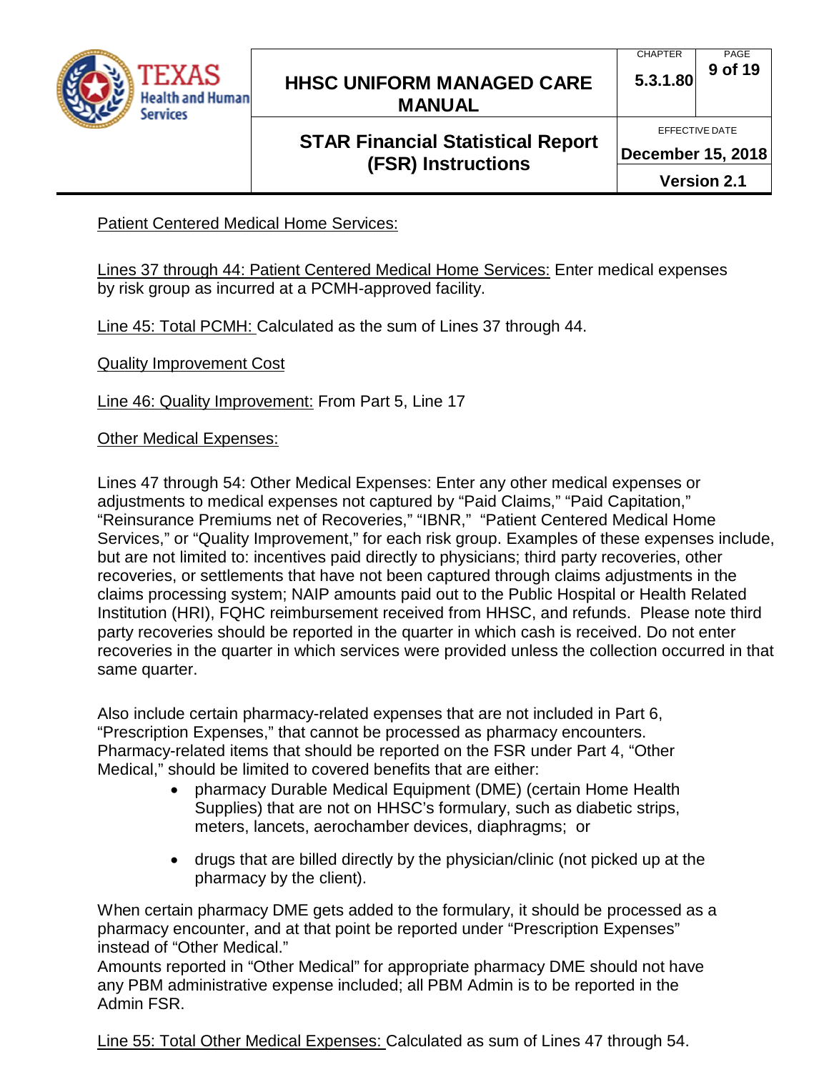Patient Centered Medical Home Services:

Lines 37 through 44: Patient Centered Medical Home Services: Enter medical expenses by risk group as incurred at a PCMH-approved facility.

Line 45: Total PCMH: Calculated as the sum of Lines 37 through 44.

Quality Improvement Cost

Line 46: Quality Improvement: From Part 5, Line 17

Other Medical Expenses:

Lines 47 through 54: Other Medical Expenses: Enter any other medical expenses or adjustments to medical expenses not captured by "Paid Claims," "Paid Capitation," "Reinsurance Premiums net of Recoveries," "IBNR," "Patient Centered Medical Home Services," or "Quality Improvement," for each risk group. Examples of these expenses include, but are not limited to: incentives paid directly to physicians; third party recoveries, other recoveries, or settlements that have not been captured through claims adjustments in the claims processing system; NAIP amounts paid out to the Public Hospital or Health Related Institution (HRI), FQHC reimbursement received from HHSC, and refunds. Please note third party recoveries should be reported in the quarter in which cash is received. Do not enter recoveries in the quarter in which services were provided unless the collection occurred in that same quarter.

Also include certain pharmacy-related expenses that are not included in Part 6, "Prescription Expenses," that cannot be processed as pharmacy encounters. Pharmacy-related items that should be reported on the FSR under Part 4, "Other Medical," should be limited to covered benefits that are either:

- pharmacy Durable Medical Equipment (DME) (certain Home Health Supplies) that are not on HHSC's formulary, such as diabetic strips, meters, lancets, aerochamber devices, diaphragms; or
- drugs that are billed directly by the physician/clinic (not picked up at the pharmacy by the client).

When certain pharmacy DME gets added to the formulary, it should be processed as a pharmacy encounter, and at that point be reported under "Prescription Expenses" instead of "Other Medical."
Amounts reported in "Other Medical" for appropriate pharmacy DME should not have any PBM administrative expense included; all PBM Admin is to be reported in the Admin FSR.

Line 55: Total Other Medical Expenses: Calculated as sum of Lines 47 through 54.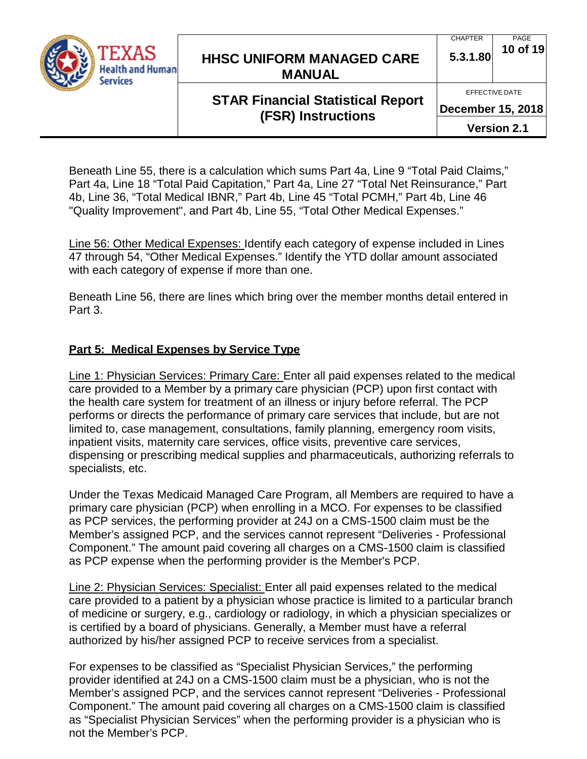Beneath Line 55, there is a calculation which sums Part 4a, Line 9 "Total Paid Claims," Part 4a, Line 18 "Total Paid Capitation," Part 4a, Line 27 "Total Net Reinsurance," Part 4b, Line 36, "Total Medical IBNR," Part 4b, Line 45 "Total PCMH," Part 4b, Line 46 "Quality Improvement", and Part 4b, Line 55, "Total Other Medical Expenses."

Line 56: Other Medical Expenses: Identify each category of expense included in Lines 47 through 54, "Other Medical Expenses." Identify the YTD dollar amount associated with each category of expense if more than one.

Beneath Line 56, there are lines which bring over the member months detail entered in Part 3.

**Part 5: Medical Expenses by Service Type**

Line 1: Physician Services: Primary Care: Enter all paid expenses related to the medical care provided to a Member by a primary care physician (PCP) upon first contact with the health care system for treatment of an illness or injury before referral. The PCP performs or directs the performance of primary care services that include, but are not limited to, case management, consultations, family planning, emergency room visits, inpatient visits, maternity care services, office visits, preventive care services, dispensing or prescribing medical supplies and pharmaceuticals, authorizing referrals to specialists, etc.

Under the Texas Medicaid Managed Care Program, all Members are required to have a primary care physician (PCP) when enrolling in a MCO. For expenses to be classified as PCP services, the performing provider at 24J on a CMS-1500 claim must be the Member's assigned PCP, and the services cannot represent "Deliveries - Professional Component." The amount paid covering all charges on a CMS-1500 claim is classified as PCP expense when the performing provider is the Member's PCP.

Line 2: Physician Services: Specialist: Enter all paid expenses related to the medical care provided to a patient by a physician whose practice is limited to a particular branch of medicine or surgery, e.g., cardiology or radiology, in which a physician specializes or is certified by a board of physicians. Generally, a Member must have a referral authorized by his/her assigned PCP to receive services from a specialist.

For expenses to be classified as "Specialist Physician Services," the performing provider identified at 24J on a CMS-1500 claim must be a physician, who is not the Member's assigned PCP, and the services cannot represent "Deliveries - Professional Component." The amount paid covering all charges on a CMS-1500 claim is classified as "Specialist Physician Services" when the performing provider is a physician who is not the Member's PCP.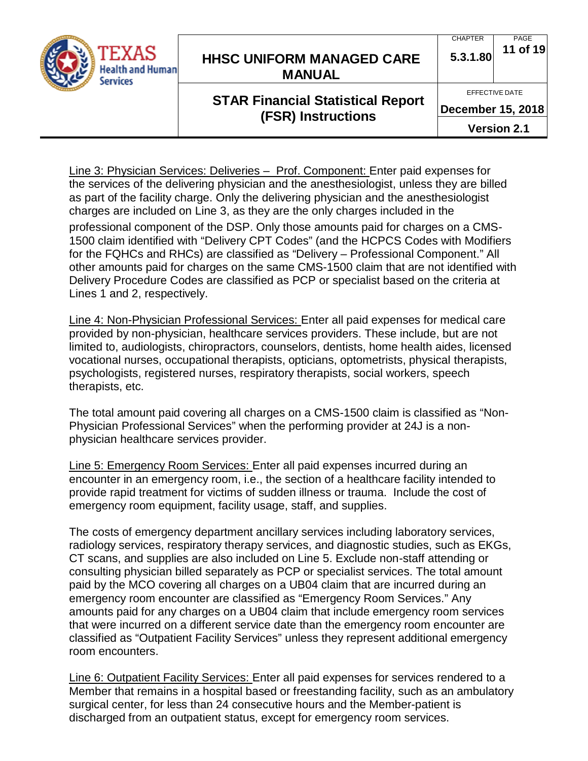<u>Line 3: Physician Services: Deliveries – Prof. Component:</u> Enter paid expenses for the services of the delivering physician and the anesthesiologist, unless they are billed as part of the facility charge. Only the delivering physician and the anesthesiologist charges are included on Line 3, as they are the only charges included in the professional component of the DSP. Only those amounts paid for charges on a CMS-1500 claim identified with "Delivery CPT Codes" (and the HCPCS Codes with Modifiers for the FQHCs and RHCs) are classified as "Delivery – Professional Component." All other amounts paid for charges on the same CMS-1500 claim that are not identified with Delivery Procedure Codes are classified as PCP or specialist based on the criteria at Lines 1 and 2, respectively.

<u>Line 4: Non-Physician Professional Services:</u> Enter all paid expenses for medical care provided by non-physician, healthcare services providers. These include, but are not limited to, audiologists, chiropractors, counselors, dentists, home health aides, licensed vocational nurses, occupational therapists, opticians, optometrists, physical therapists, psychologists, registered nurses, respiratory therapists, social workers, speech therapists, etc.

The total amount paid covering all charges on a CMS-1500 claim is classified as "Non-Physician Professional Services" when the performing provider at 24J is a non-physician healthcare services provider.

<u>Line 5: Emergency Room Services:</u> Enter all paid expenses incurred during an encounter in an emergency room, i.e., the section of a healthcare facility intended to provide rapid treatment for victims of sudden illness or trauma. Include the cost of emergency room equipment, facility usage, staff, and supplies.

The costs of emergency department ancillary services including laboratory services, radiology services, respiratory therapy services, and diagnostic studies, such as EKGs, CT scans, and supplies are also included on Line 5. Exclude non-staff attending or consulting physician billed separately as PCP or specialist services. The total amount paid by the MCO covering all charges on a UB04 claim that are incurred during an emergency room encounter are classified as "Emergency Room Services." Any amounts paid for any charges on a UB04 claim that include emergency room services that were incurred on a different service date than the emergency room encounter are classified as "Outpatient Facility Services" unless they represent additional emergency room encounters.

<u>Line 6: Outpatient Facility Services:</u> Enter all paid expenses for services rendered to a Member that remains in a hospital based or freestanding facility, such as an ambulatory surgical center, for less than 24 consecutive hours and the Member-patient is discharged from an outpatient status, except for emergency room services.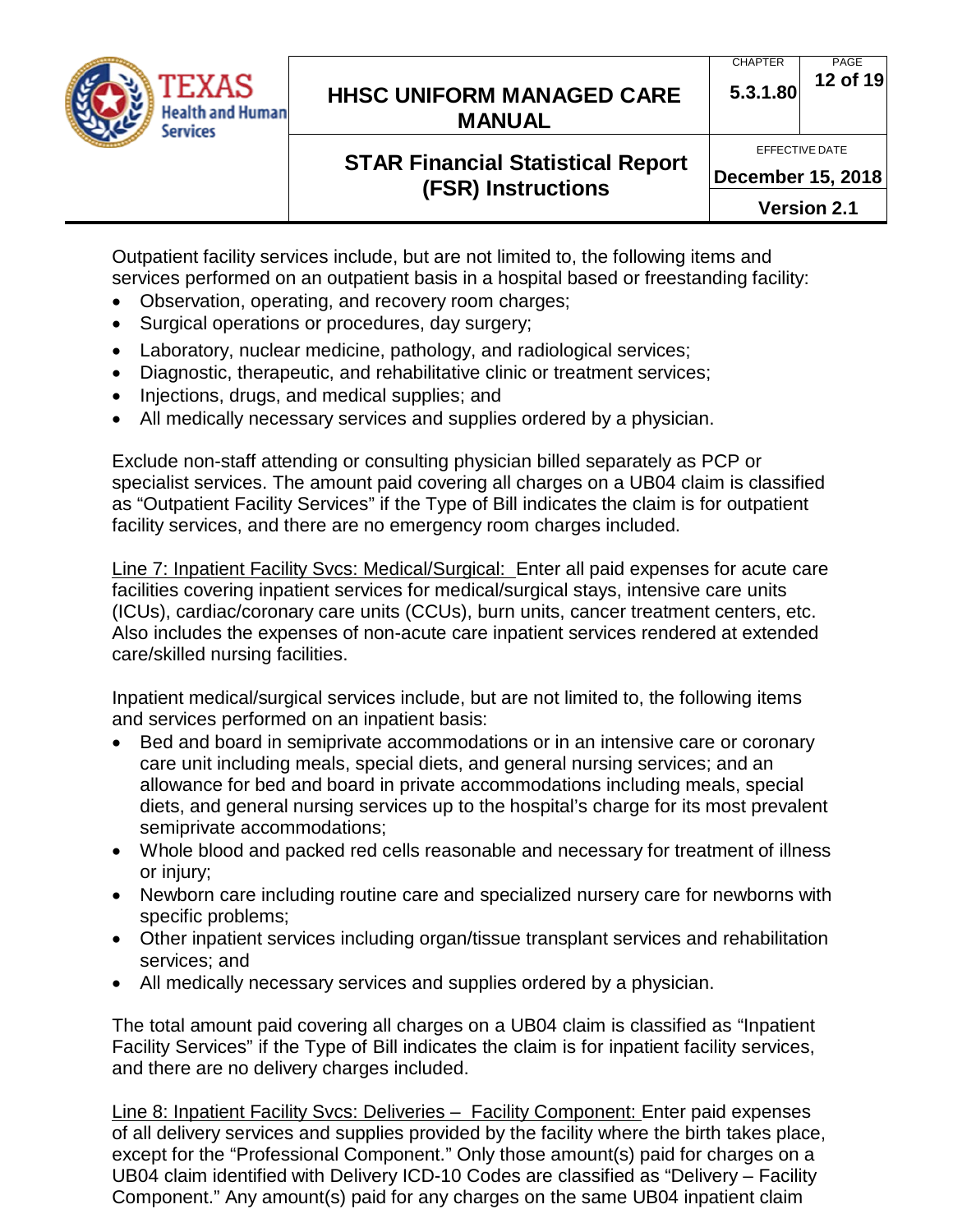Outpatient facility services include, but are not limited to, the following items and services performed on an outpatient basis in a hospital based or freestanding facility:

- Observation, operating, and recovery room charges;
- Surgical operations or procedures, day surgery;
- Laboratory, nuclear medicine, pathology, and radiological services;
- Diagnostic, therapeutic, and rehabilitative clinic or treatment services;
- Injections, drugs, and medical supplies; and
- All medically necessary services and supplies ordered by a physician.

Exclude non-staff attending or consulting physician billed separately as PCP or specialist services. The amount paid covering all charges on a UB04 claim is classified as "Outpatient Facility Services" if the Type of Bill indicates the claim is for outpatient facility services, and there are no emergency room charges included.

<u>Line 7: Inpatient Facility Svcs: Medical/Surgical:</u> Enter all paid expenses for acute care facilities covering inpatient services for medical/surgical stays, intensive care units (ICUs), cardiac/coronary care units (CCUs), burn units, cancer treatment centers, etc. Also includes the expenses of non-acute care inpatient services rendered at extended care/skilled nursing facilities.

Inpatient medical/surgical services include, but are not limited to, the following items and services performed on an inpatient basis:

- Bed and board in semiprivate accommodations or in an intensive care or coronary care unit including meals, special diets, and general nursing services; and an allowance for bed and board in private accommodations including meals, special diets, and general nursing services up to the hospital's charge for its most prevalent semiprivate accommodations;
- Whole blood and packed red cells reasonable and necessary for treatment of illness or injury;
- Newborn care including routine care and specialized nursery care for newborns with specific problems;
- Other inpatient services including organ/tissue transplant services and rehabilitation services; and
- All medically necessary services and supplies ordered by a physician.

The total amount paid covering all charges on a UB04 claim is classified as "Inpatient Facility Services" if the Type of Bill indicates the claim is for inpatient facility services, and there are no delivery charges included.

<u>Line 8: Inpatient Facility Svcs: Deliveries – Facility Component:</u> Enter paid expenses of all delivery services and supplies provided by the facility where the birth takes place, except for the "Professional Component." Only those amount(s) paid for charges on a UB04 claim identified with Delivery ICD-10 Codes are classified as "Delivery – Facility Component." Any amount(s) paid for any charges on the same UB04 inpatient claim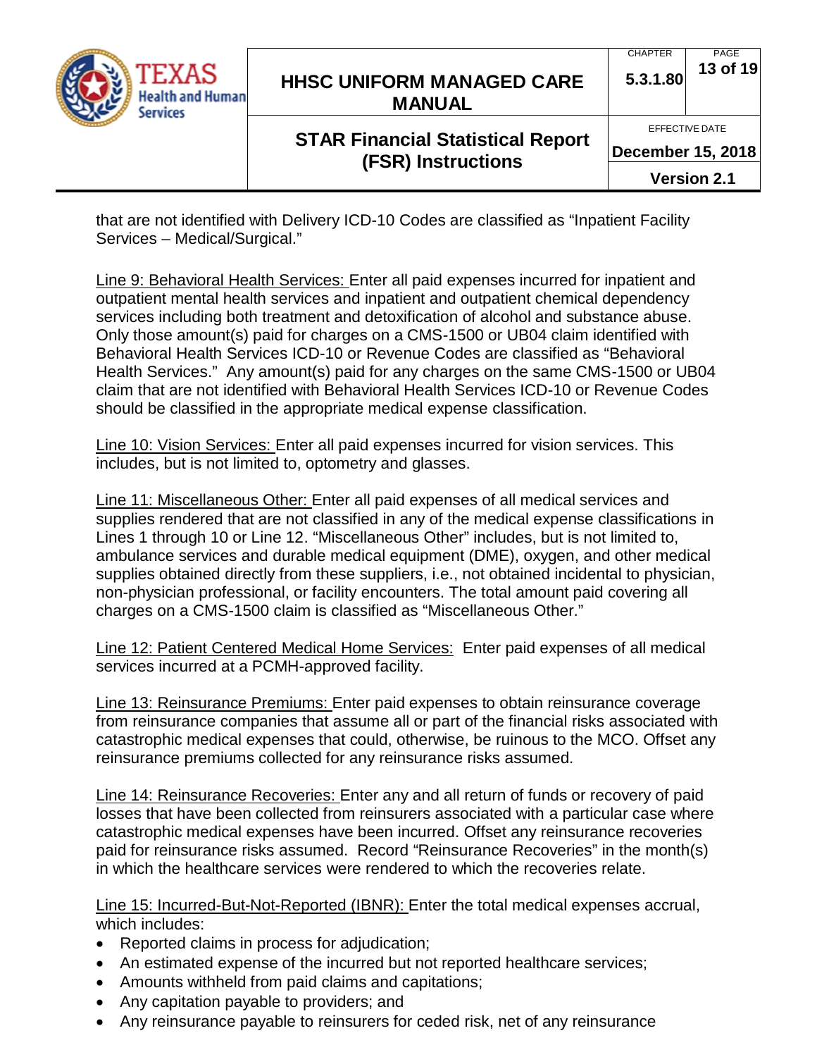that are not identified with Delivery ICD-10 Codes are classified as "Inpatient Facility Services – Medical/Surgical."

Line 9: Behavioral Health Services: Enter all paid expenses incurred for inpatient and outpatient mental health services and inpatient and outpatient chemical dependency services including both treatment and detoxification of alcohol and substance abuse. Only those amount(s) paid for charges on a CMS-1500 or UB04 claim identified with Behavioral Health Services ICD-10 or Revenue Codes are classified as "Behavioral Health Services." Any amount(s) paid for any charges on the same CMS-1500 or UB04 claim that are not identified with Behavioral Health Services ICD-10 or Revenue Codes should be classified in the appropriate medical expense classification.

Line 10: Vision Services: Enter all paid expenses incurred for vision services. This includes, but is not limited to, optometry and glasses.

Line 11: Miscellaneous Other: Enter all paid expenses of all medical services and supplies rendered that are not classified in any of the medical expense classifications in Lines 1 through 10 or Line 12. "Miscellaneous Other" includes, but is not limited to, ambulance services and durable medical equipment (DME), oxygen, and other medical supplies obtained directly from these suppliers, i.e., not obtained incidental to physician, non-physician professional, or facility encounters. The total amount paid covering all charges on a CMS-1500 claim is classified as "Miscellaneous Other."

Line 12: Patient Centered Medical Home Services: Enter paid expenses of all medical services incurred at a PCMH-approved facility.

Line 13: Reinsurance Premiums: Enter paid expenses to obtain reinsurance coverage from reinsurance companies that assume all or part of the financial risks associated with catastrophic medical expenses that could, otherwise, be ruinous to the MCO. Offset any reinsurance premiums collected for any reinsurance risks assumed.

Line 14: Reinsurance Recoveries: Enter any and all return of funds or recovery of paid losses that have been collected from reinsurers associated with a particular case where catastrophic medical expenses have been incurred. Offset any reinsurance recoveries paid for reinsurance risks assumed. Record "Reinsurance Recoveries" in the month(s) in which the healthcare services were rendered to which the recoveries relate.

Line 15: Incurred-But-Not-Reported (IBNR): Enter the total medical expenses accrual, which includes:

- Reported claims in process for adjudication;
- An estimated expense of the incurred but not reported healthcare services;
- Amounts withheld from paid claims and capitations;
- Any capitation payable to providers; and
- Any reinsurance payable to reinsurers for ceded risk, net of any reinsurance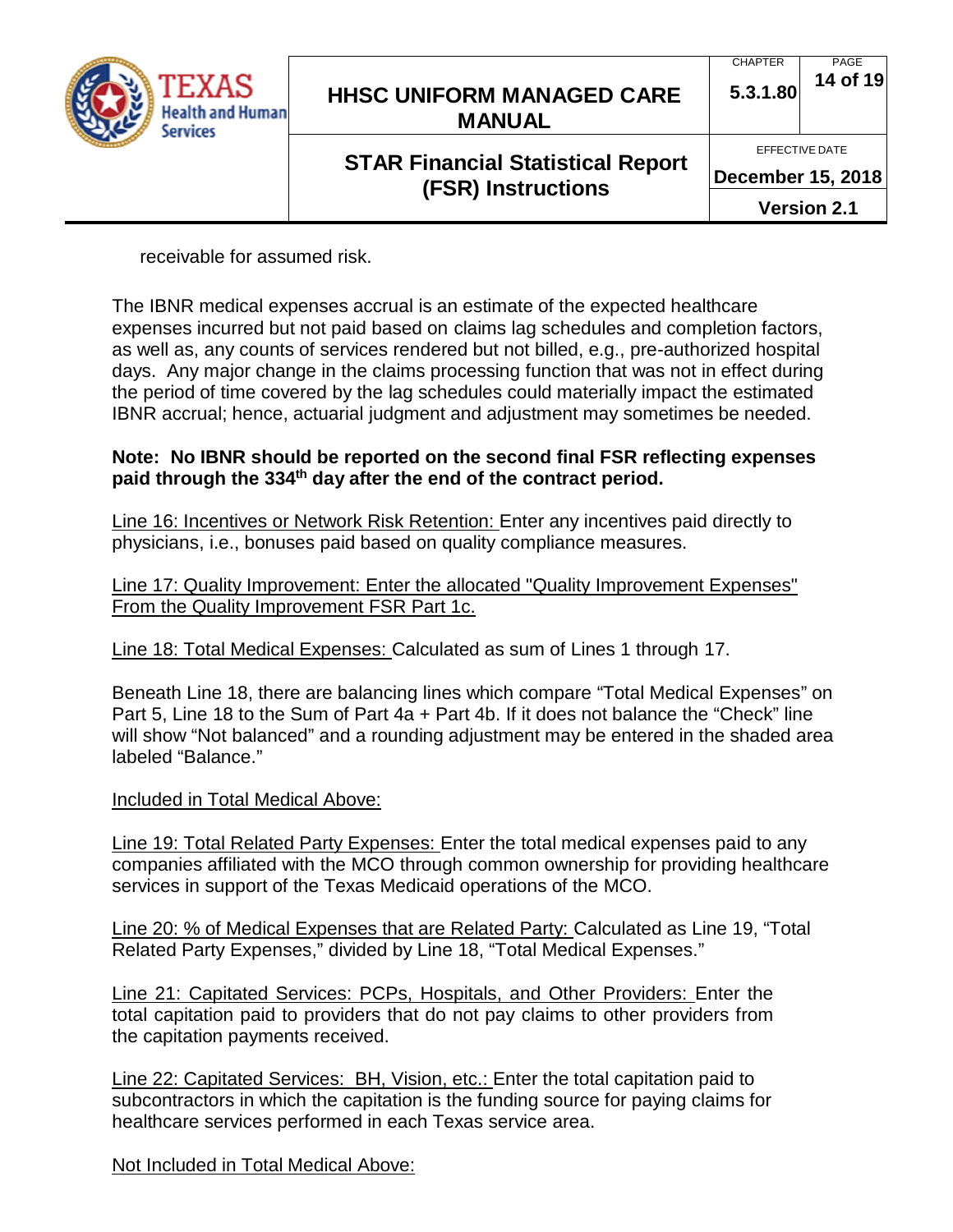receivable for assumed risk.

The IBNR medical expenses accrual is an estimate of the expected healthcare expenses incurred but not paid based on claims lag schedules and completion factors, as well as, any counts of services rendered but not billed, e.g., pre-authorized hospital days. Any major change in the claims processing function that was not in effect during the period of time covered by the lag schedules could materially impact the estimated IBNR accrual; hence, actuarial judgment and adjustment may sometimes be needed.

**Note: No IBNR should be reported on the second final FSR reflecting expenses paid through the 334th day after the end of the contract period.**

Line 16: Incentives or Network Risk Retention: Enter any incentives paid directly to physicians, i.e., bonuses paid based on quality compliance measures.

Line 17: Quality Improvement: Enter the allocated "Quality Improvement Expenses" From the Quality Improvement FSR Part 1c.

Line 18: Total Medical Expenses: Calculated as sum of Lines 1 through 17.

Beneath Line 18, there are balancing lines which compare “Total Medical Expenses” on Part 5, Line 18 to the Sum of Part 4a + Part 4b. If it does not balance the “Check” line will show “Not balanced” and a rounding adjustment may be entered in the shaded area labeled “Balance.”

Included in Total Medical Above:

Line 19: Total Related Party Expenses: Enter the total medical expenses paid to any companies affiliated with the MCO through common ownership for providing healthcare services in support of the Texas Medicaid operations of the MCO.

Line 20: % of Medical Expenses that are Related Party: Calculated as Line 19, “Total Related Party Expenses,” divided by Line 18, “Total Medical Expenses.”

Line 21: Capitated Services: PCPs, Hospitals, and Other Providers: Enter the total capitation paid to providers that do not pay claims to other providers from the capitation payments received.

Line 22: Capitated Services: BH, Vision, etc.: Enter the total capitation paid to subcontractors in which the capitation is the funding source for paying claims for healthcare services performed in each Texas service area.

Not Included in Total Medical Above: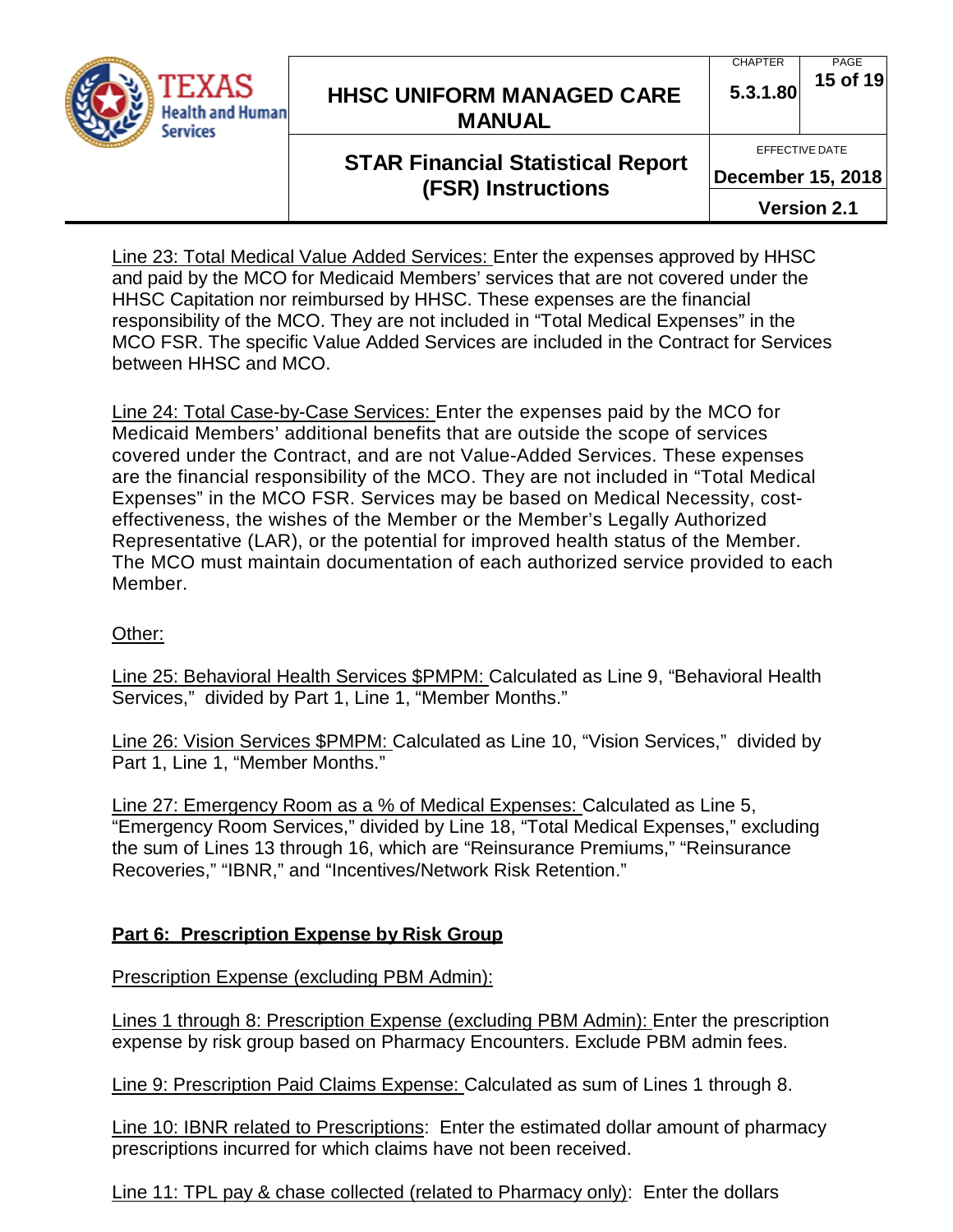Line 23: Total Medical Value Added Services: Enter the expenses approved by HHSC and paid by the MCO for Medicaid Members' services that are not covered under the HHSC Capitation nor reimbursed by HHSC. These expenses are the financial responsibility of the MCO. They are not included in "Total Medical Expenses" in the MCO FSR. The specific Value Added Services are included in the Contract for Services between HHSC and MCO.

Line 24: Total Case-by-Case Services: Enter the expenses paid by the MCO for Medicaid Members' additional benefits that are outside the scope of services covered under the Contract, and are not Value-Added Services. These expenses are the financial responsibility of the MCO. They are not included in "Total Medical Expenses" in the MCO FSR. Services may be based on Medical Necessity, cost-effectiveness, the wishes of the Member or the Member's Legally Authorized Representative (LAR), or the potential for improved health status of the Member. The MCO must maintain documentation of each authorized service provided to each Member.

Other:

Line 25: Behavioral Health Services $PMPM: Calculated as Line 9, "Behavioral Health Services," divided by Part 1, Line 1, "Member Months."

Line 26: Vision Services $PMPM: Calculated as Line 10, "Vision Services," divided by Part 1, Line 1, "Member Months."

Line 27: Emergency Room as a % of Medical Expenses: Calculated as Line 5, "Emergency Room Services," divided by Line 18, "Total Medical Expenses," excluding the sum of Lines 13 through 16, which are "Reinsurance Premiums," "Reinsurance Recoveries," "IBNR," and "Incentives/Network Risk Retention."

## Part 6: Prescription Expense by Risk Group

Prescription Expense (excluding PBM Admin):

Lines 1 through 8: Prescription Expense (excluding PBM Admin): Enter the prescription expense by risk group based on Pharmacy Encounters. Exclude PBM admin fees.

Line 9: Prescription Paid Claims Expense: Calculated as sum of Lines 1 through 8.

Line 10: IBNR related to Prescriptions: Enter the estimated dollar amount of pharmacy prescriptions incurred for which claims have not been received.

Line 11: TPL pay & chase collected (related to Pharmacy only): Enter the dollars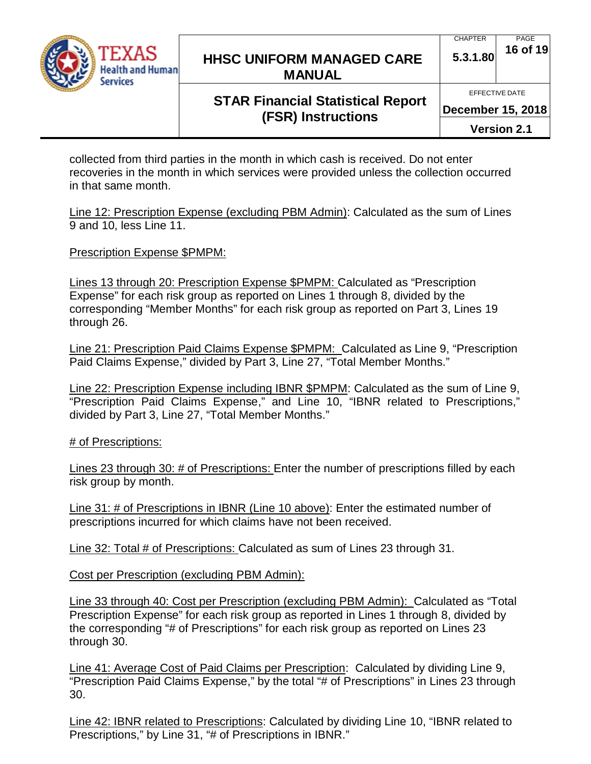collected from third parties in the month in which cash is received. Do not enter recoveries in the month in which services were provided unless the collection occurred in that same month.

Line 12: Prescription Expense (excluding PBM Admin): Calculated as the sum of Lines 9 and 10, less Line 11.

Prescription Expense $PMPM:

Lines 13 through 20: Prescription Expense $PMPM: Calculated as "Prescription Expense" for each risk group as reported on Lines 1 through 8, divided by the corresponding "Member Months" for each risk group as reported on Part 3, Lines 19 through 26.

Line 21: Prescription Paid Claims Expense $PMPM: Calculated as Line 9, "Prescription Paid Claims Expense," divided by Part 3, Line 27, "Total Member Months."

Line 22: Prescription Expense including IBNR $PMPM: Calculated as the sum of Line 9, "Prescription Paid Claims Expense," and Line 10, "IBNR related to Prescriptions," divided by Part 3, Line 27, "Total Member Months."

# of Prescriptions:

Lines 23 through 30: # of Prescriptions: Enter the number of prescriptions filled by each risk group by month.

Line 31: # of Prescriptions in IBNR (Line 10 above): Enter the estimated number of prescriptions incurred for which claims have not been received.

Line 32: Total # of Prescriptions: Calculated as sum of Lines 23 through 31.

Cost per Prescription (excluding PBM Admin):

Line 33 through 40: Cost per Prescription (excluding PBM Admin): Calculated as "Total Prescription Expense" for each risk group as reported in Lines 1 through 8, divided by the corresponding "# of Prescriptions" for each risk group as reported on Lines 23 through 30.

Line 41: Average Cost of Paid Claims per Prescription: Calculated by dividing Line 9, "Prescription Paid Claims Expense," by the total "# of Prescriptions" in Lines 23 through 30.

Line 42: IBNR related to Prescriptions: Calculated by dividing Line 10, "IBNR related to Prescriptions," by Line 31, "# of Prescriptions in IBNR."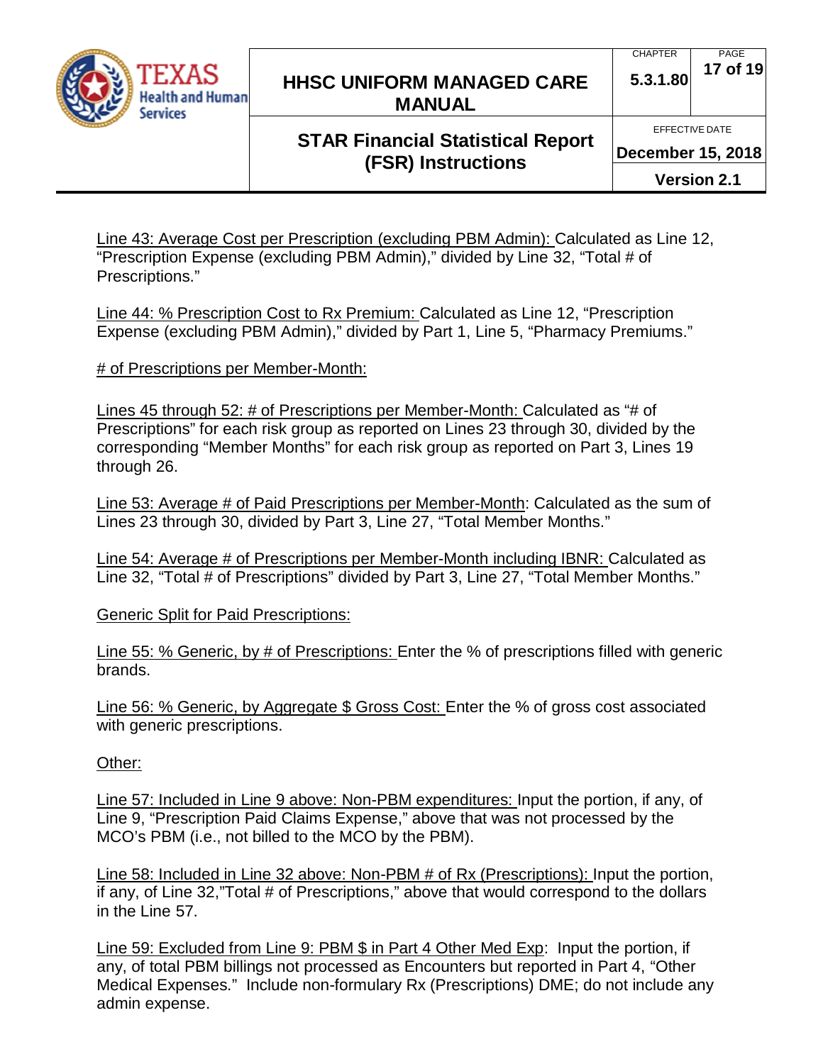Line 43: Average Cost per Prescription (excluding PBM Admin): Calculated as Line 12, "Prescription Expense (excluding PBM Admin)," divided by Line 32, "Total # of Prescriptions."

Line 44: % Prescription Cost to Rx Premium: Calculated as Line 12, "Prescription Expense (excluding PBM Admin)," divided by Part 1, Line 5, "Pharmacy Premiums."

# of Prescriptions per Member-Month:

Lines 45 through 52: # of Prescriptions per Member-Month: Calculated as "# of Prescriptions" for each risk group as reported on Lines 23 through 30, divided by the corresponding "Member Months" for each risk group as reported on Part 3, Lines 19 through 26.

Line 53: Average # of Paid Prescriptions per Member-Month: Calculated as the sum of Lines 23 through 30, divided by Part 3, Line 27, "Total Member Months."

Line 54: Average # of Prescriptions per Member-Month including IBNR: Calculated as Line 32, "Total # of Prescriptions" divided by Part 3, Line 27, "Total Member Months."

Generic Split for Paid Prescriptions:

Line 55: % Generic, by # of Prescriptions: Enter the % of prescriptions filled with generic brands.

Line 56: % Generic, by Aggregate $ Gross Cost: Enter the % of gross cost associated with generic prescriptions.

Other:

Line 57: Included in Line 9 above: Non-PBM expenditures: Input the portion, if any, of Line 9, "Prescription Paid Claims Expense," above that was not processed by the MCO's PBM (i.e., not billed to the MCO by the PBM).

Line 58: Included in Line 32 above: Non-PBM # of Rx (Prescriptions): Input the portion, if any, of Line 32,"Total # of Prescriptions," above that would correspond to the dollars in the Line 57.

Line 59: Excluded from Line 9: PBM $ in Part 4 Other Med Exp: Input the portion, if any, of total PBM billings not processed as Encounters but reported in Part 4, "Other Medical Expenses." Include non-formulary Rx (Prescriptions) DME; do not include any admin expense.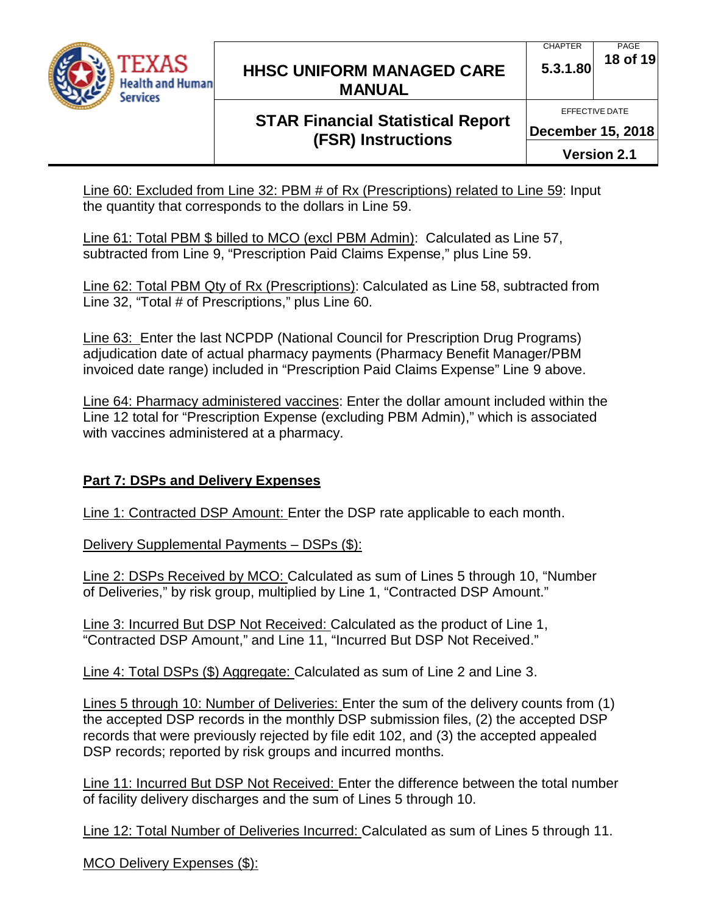Line 60: Excluded from Line 32: PBM # of Rx (Prescriptions) related to Line 59: Input the quantity that corresponds to the dollars in Line 59.

Line 61: Total PBM $ billed to MCO (excl PBM Admin): Calculated as Line 57, subtracted from Line 9, "Prescription Paid Claims Expense," plus Line 59.

Line 62: Total PBM Qty of Rx (Prescriptions): Calculated as Line 58, subtracted from Line 32, "Total # of Prescriptions," plus Line 60.

Line 63: Enter the last NCPDP (National Council for Prescription Drug Programs) adjudication date of actual pharmacy payments (Pharmacy Benefit Manager/PBM invoiced date range) included in "Prescription Paid Claims Expense" Line 9 above.

Line 64: Pharmacy administered vaccines: Enter the dollar amount included within the Line 12 total for "Prescription Expense (excluding PBM Admin)," which is associated with vaccines administered at a pharmacy.

## Part 7: DSPs and Delivery Expenses

Line 1: Contracted DSP Amount: Enter the DSP rate applicable to each month.

Delivery Supplemental Payments – DSPs ($):

Line 2: DSPs Received by MCO: Calculated as sum of Lines 5 through 10, "Number of Deliveries," by risk group, multiplied by Line 1, "Contracted DSP Amount."

Line 3: Incurred But DSP Not Received: Calculated as the product of Line 1, "Contracted DSP Amount," and Line 11, "Incurred But DSP Not Received."

Line 4: Total DSPs ($) Aggregate: Calculated as sum of Line 2 and Line 3.

Lines 5 through 10: Number of Deliveries: Enter the sum of the delivery counts from (1) the accepted DSP records in the monthly DSP submission files, (2) the accepted DSP records that were previously rejected by file edit 102, and (3) the accepted appealed DSP records; reported by risk groups and incurred months.

Line 11: Incurred But DSP Not Received: Enter the difference between the total number of facility delivery discharges and the sum of Lines 5 through 10.

Line 12: Total Number of Deliveries Incurred: Calculated as sum of Lines 5 through 11.

MCO Delivery Expenses ($):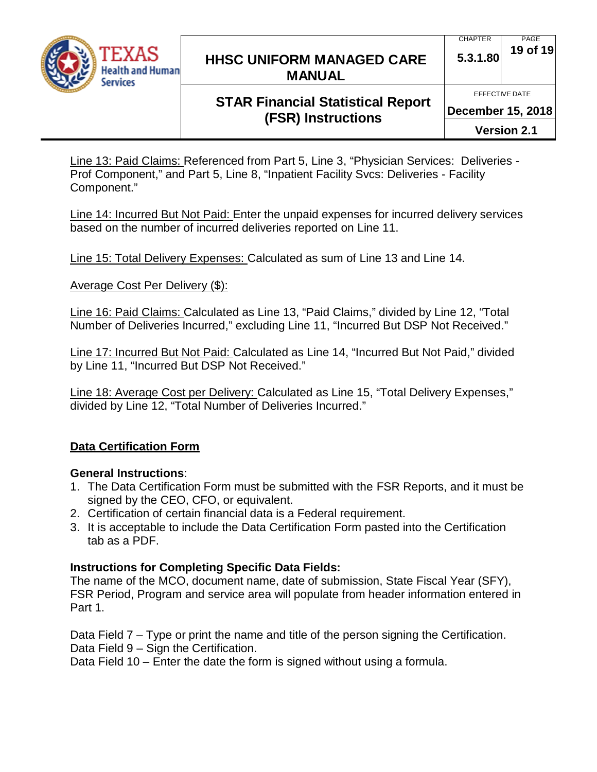Line 13: Paid Claims: Referenced from Part 5, Line 3, "Physician Services: Deliveries - Prof Component," and Part 5, Line 8, "Inpatient Facility Svcs: Deliveries - Facility Component."

Line 14: Incurred But Not Paid: Enter the unpaid expenses for incurred delivery services based on the number of incurred deliveries reported on Line 11.

Line 15: Total Delivery Expenses: Calculated as sum of Line 13 and Line 14.

Average Cost Per Delivery ($):

Line 16: Paid Claims: Calculated as Line 13, "Paid Claims," divided by Line 12, "Total Number of Deliveries Incurred," excluding Line 11, "Incurred But DSP Not Received."

Line 17: Incurred But Not Paid: Calculated as Line 14, "Incurred But Not Paid," divided by Line 11, "Incurred But DSP Not Received."

Line 18: Average Cost per Delivery: Calculated as Line 15, "Total Delivery Expenses," divided by Line 12, "Total Number of Deliveries Incurred."

## Data Certification Form

**General Instructions**:

1. The Data Certification Form must be submitted with the FSR Reports, and it must be signed by the CEO, CFO, or equivalent.
2. Certification of certain financial data is a Federal requirement.
3. It is acceptable to include the Data Certification Form pasted into the Certification tab as a PDF.

**Instructions for Completing Specific Data Fields:**

The name of the MCO, document name, date of submission, State Fiscal Year (SFY), FSR Period, Program and service area will populate from header information entered in Part 1.

Data Field 7 – Type or print the name and title of the person signing the Certification.
Data Field 9 – Sign the Certification.
Data Field 10 – Enter the date the form is signed without using a formula.